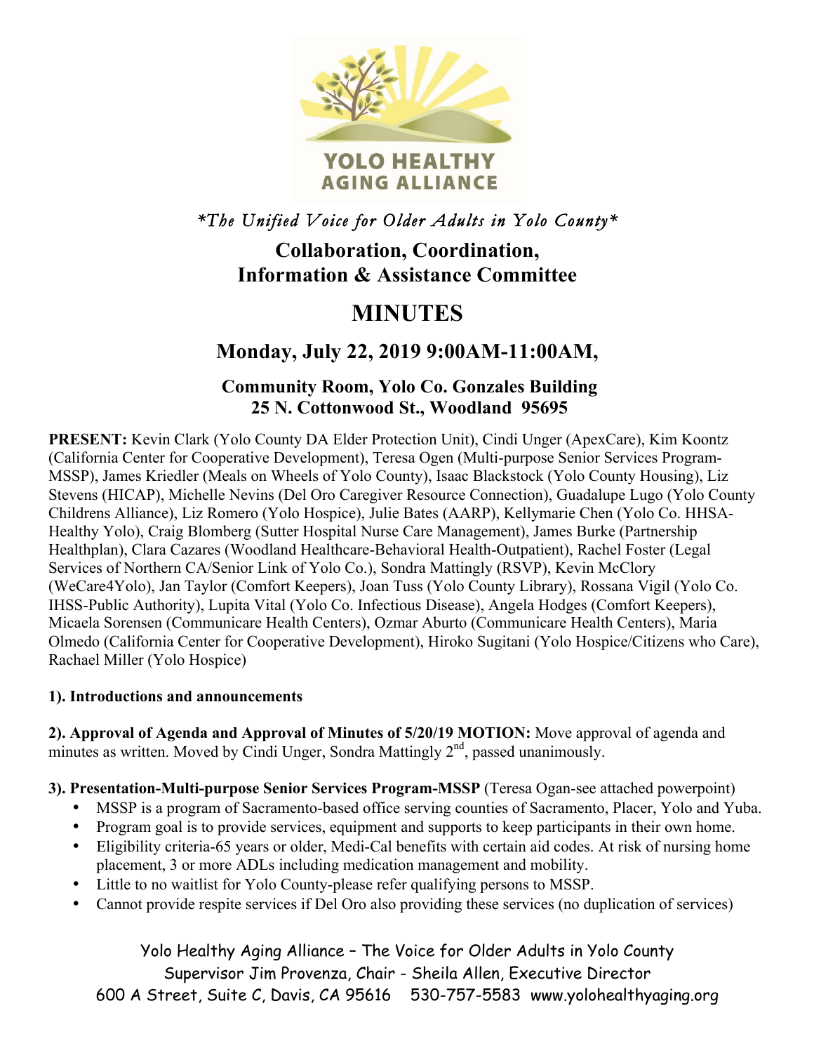YOLO HEALTHY AGING ALLIANCE

*\*The Unified Voice for Older Adults in Yolo County\**

# Collaboration, Coordination, Information & Assistance Committee

# MINUTES

## Monday, July 22, 2019 9:00AM-11:00AM,

### Community Room, Yolo Co. Gonzales Building 25 N. Cottonwood St., Woodland 95695

**PRESENT:** Kevin Clark (Yolo County DA Elder Protection Unit), Cindi Unger (ApexCare), Kim Koontz (California Center for Cooperative Development), Teresa Ogen (Multi-purpose Senior Services Program-MSSP), James Kriedler (Meals on Wheels of Yolo County), Isaac Blackstock (Yolo County Housing), Liz Stevens (HICAP), Michelle Nevins (Del Oro Caregiver Resource Connection), Guadalupe Lugo (Yolo County Childrens Alliance), Liz Romero (Yolo Hospice), Julie Bates (AARP), Kellymarie Chen (Yolo Co. HHSA-Healthy Yolo), Craig Blomberg (Sutter Hospital Nurse Care Management), James Burke (Partnership Healthplan), Clara Cazares (Woodland Healthcare-Behavioral Health-Outpatient), Rachel Foster (Legal Services of Northern CA/Senior Link of Yolo Co.), Sondra Mattingly (RSVP), Kevin McClory (WeCare4Yolo), Jan Taylor (Comfort Keepers), Joan Tuss (Yolo County Library), Rossana Vigil (Yolo Co. IHSS-Public Authority), Lupita Vital (Yolo Co. Infectious Disease), Angela Hodges (Comfort Keepers), Micaela Sorensen (Communicare Health Centers), Ozmar Aburto (Communicare Health Centers), Maria Olmedo (California Center for Cooperative Development), Hiroko Sugitani (Yolo Hospice/Citizens who Care), Rachael Miller (Yolo Hospice)

**1). Introductions and announcements**

**2). Approval of Agenda and Approval of Minutes of 5/20/19 MOTION:** Move approval of agenda and minutes as written. Moved by Cindi Unger, Sondra Mattingly 2nd, passed unanimously.

**3). Presentation-Multi-purpose Senior Services Program-MSSP** (Teresa Ogan-see attached powerpoint)

- MSSP is a program of Sacramento-based office serving counties of Sacramento, Placer, Yolo and Yuba.
- Program goal is to provide services, equipment and supports to keep participants in their own home.
- Eligibility criteria-65 years or older, Medi-Cal benefits with certain aid codes. At risk of nursing home placement, 3 or more ADLs including medication management and mobility.
- Little to no waitlist for Yolo County-please refer qualifying persons to MSSP.
- Cannot provide respite services if Del Oro also providing these services (no duplication of services)

Yolo Healthy Aging Alliance – The Voice for Older Adults in Yolo County
Supervisor Jim Provenza, Chair - Sheila Allen, Executive Director
600 A Street, Suite C, Davis, CA 95616 530-757-5583 www.yolohealthyaging.org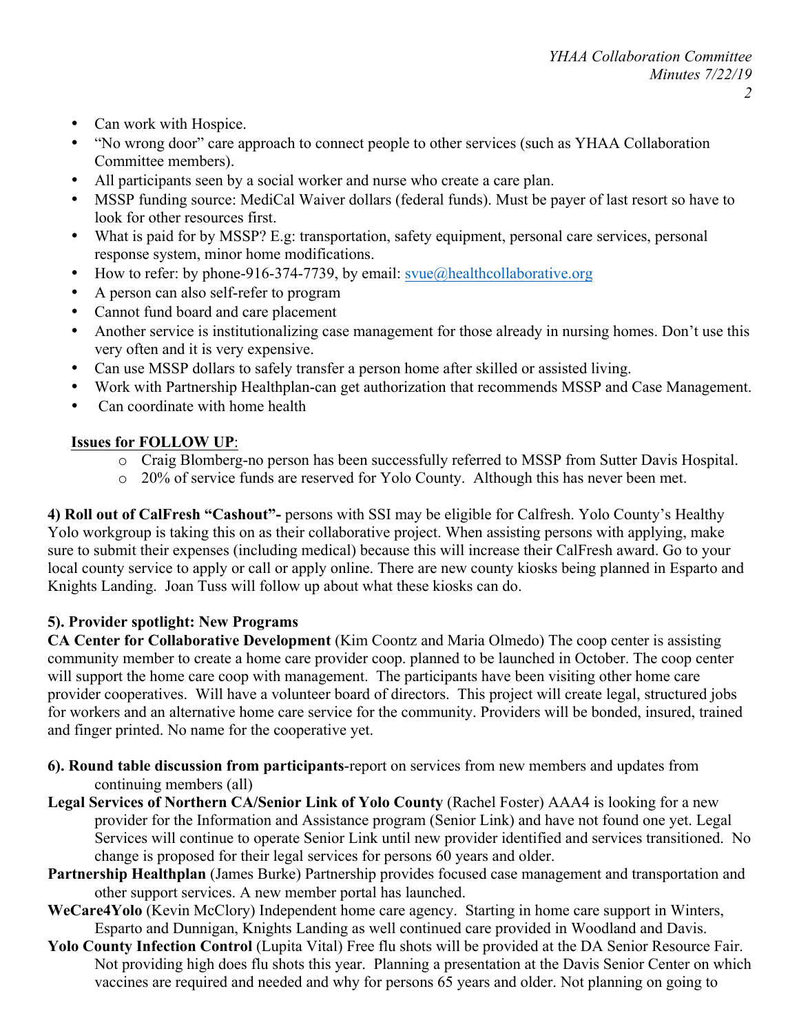- Can work with Hospice.
- "No wrong door" care approach to connect people to other services (such as YHAA Collaboration Committee members).
- All participants seen by a social worker and nurse who create a care plan.
- MSSP funding source: MediCal Waiver dollars (federal funds). Must be payer of last resort so have to look for other resources first.
- What is paid for by MSSP? E.g: transportation, safety equipment, personal care services, personal response system, minor home modifications.
- How to refer: by phone-916-374-7739, by email: svue@healthcollaborative.org
- A person can also self-refer to program
- Cannot fund board and care placement
- Another service is institutionalizing case management for those already in nursing homes. Don't use this very often and it is very expensive.
- Can use MSSP dollars to safely transfer a person home after skilled or assisted living.
- Work with Partnership Healthplan-can get authorization that recommends MSSP and Case Management.
- Can coordinate with home health

**Issues for FOLLOW UP**:

- Craig Blomberg-no person has been successfully referred to MSSP from Sutter Davis Hospital.
- 20% of service funds are reserved for Yolo County. Although this has never been met.

**4) Roll out of CalFresh "Cashout"-** persons with SSI may be eligible for Calfresh. Yolo County's Healthy Yolo workgroup is taking this on as their collaborative project. When assisting persons with applying, make sure to submit their expenses (including medical) because this will increase their CalFresh award. Go to your local county service to apply or call or apply online. There are new county kiosks being planned in Esparto and Knights Landing. Joan Tuss will follow up about what these kiosks can do.

**5). Provider spotlight: New Programs**

**CA Center for Collaborative Development** (Kim Coontz and Maria Olmedo) The coop center is assisting community member to create a home care provider coop. planned to be launched in October. The coop center will support the home care coop with management. The participants have been visiting other home care provider cooperatives. Will have a volunteer board of directors. This project will create legal, structured jobs for workers and an alternative home care service for the community. Providers will be bonded, insured, trained and finger printed. No name for the cooperative yet.

**6). Round table discussion from participants**-report on services from new members and updates from continuing members (all)

**Legal Services of Northern CA/Senior Link of Yolo County** (Rachel Foster) AAA4 is looking for a new provider for the Information and Assistance program (Senior Link) and have not found one yet. Legal Services will continue to operate Senior Link until new provider identified and services transitioned. No change is proposed for their legal services for persons 60 years and older.

**Partnership Healthplan** (James Burke) Partnership provides focused case management and transportation and other support services. A new member portal has launched.

**WeCare4Yolo** (Kevin McClory) Independent home care agency. Starting in home care support in Winters, Esparto and Dunnigan, Knights Landing as well continued care provided in Woodland and Davis.

**Yolo County Infection Control** (Lupita Vital) Free flu shots will be provided at the DA Senior Resource Fair. Not providing high does flu shots this year. Planning a presentation at the Davis Senior Center on which vaccines are required and needed and why for persons 65 years and older. Not planning on going to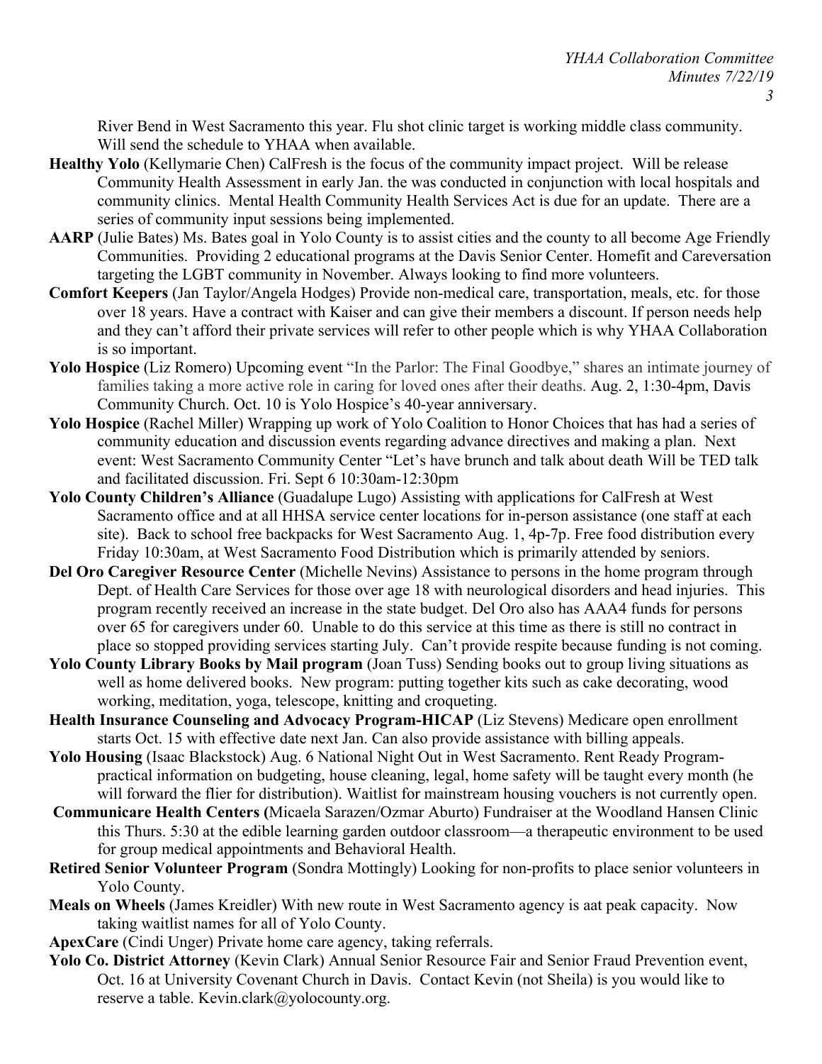River Bend in West Sacramento this year. Flu shot clinic target is working middle class community. Will send the schedule to YHAA when available.

**Healthy Yolo** (Kellymarie Chen) CalFresh is the focus of the community impact project. Will be release Community Health Assessment in early Jan. the was conducted in conjunction with local hospitals and community clinics. Mental Health Community Health Services Act is due for an update. There are a series of community input sessions being implemented.

**AARP** (Julie Bates) Ms. Bates goal in Yolo County is to assist cities and the county to all become Age Friendly Communities. Providing 2 educational programs at the Davis Senior Center. Homefit and Careversation targeting the LGBT community in November. Always looking to find more volunteers.

**Comfort Keepers** (Jan Taylor/Angela Hodges) Provide non-medical care, transportation, meals, etc. for those over 18 years. Have a contract with Kaiser and can give their members a discount. If person needs help and they can't afford their private services will refer to other people which is why YHAA Collaboration is so important.

**Yolo Hospice** (Liz Romero) Upcoming event "In the Parlor: The Final Goodbye," shares an intimate journey of families taking a more active role in caring for loved ones after their deaths. Aug. 2, 1:30-4pm, Davis Community Church. Oct. 10 is Yolo Hospice's 40-year anniversary.

**Yolo Hospice** (Rachel Miller) Wrapping up work of Yolo Coalition to Honor Choices that has had a series of community education and discussion events regarding advance directives and making a plan. Next event: West Sacramento Community Center "Let's have brunch and talk about death Will be TED talk and facilitated discussion. Fri. Sept 6 10:30am-12:30pm

**Yolo County Children's Alliance** (Guadalupe Lugo) Assisting with applications for CalFresh at West Sacramento office and at all HHSA service center locations for in-person assistance (one staff at each site). Back to school free backpacks for West Sacramento Aug. 1, 4p-7p. Free food distribution every Friday 10:30am, at West Sacramento Food Distribution which is primarily attended by seniors.

**Del Oro Caregiver Resource Center** (Michelle Nevins) Assistance to persons in the home program through Dept. of Health Care Services for those over age 18 with neurological disorders and head injuries. This program recently received an increase in the state budget. Del Oro also has AAA4 funds for persons over 65 for caregivers under 60. Unable to do this service at this time as there is still no contract in place so stopped providing services starting July. Can't provide respite because funding is not coming.

**Yolo County Library Books by Mail program** (Joan Tuss) Sending books out to group living situations as well as home delivered books. New program: putting together kits such as cake decorating, wood working, meditation, yoga, telescope, knitting and croqueting.

**Health Insurance Counseling and Advocacy Program-HICAP** (Liz Stevens) Medicare open enrollment starts Oct. 15 with effective date next Jan. Can also provide assistance with billing appeals.

**Yolo Housing** (Isaac Blackstock) Aug. 6 National Night Out in West Sacramento. Rent Ready Program-practical information on budgeting, house cleaning, legal, home safety will be taught every month (he will forward the flier for distribution). Waitlist for mainstream housing vouchers is not currently open.

**Communicare Health Centers (**Micaela Sarazen/Ozmar Aburto) Fundraiser at the Woodland Hansen Clinic this Thurs. 5:30 at the edible learning garden outdoor classroom—a therapeutic environment to be used for group medical appointments and Behavioral Health.

**Retired Senior Volunteer Program** (Sondra Mottingly) Looking for non-profits to place senior volunteers in Yolo County.

**Meals on Wheels** (James Kreidler) With new route in West Sacramento agency is aat peak capacity. Now taking waitlist names for all of Yolo County.

**ApexCare** (Cindi Unger) Private home care agency, taking referrals.

**Yolo Co. District Attorney** (Kevin Clark) Annual Senior Resource Fair and Senior Fraud Prevention event, Oct. 16 at University Covenant Church in Davis. Contact Kevin (not Sheila) is you would like to reserve a table. Kevin.clark@yolocounty.org.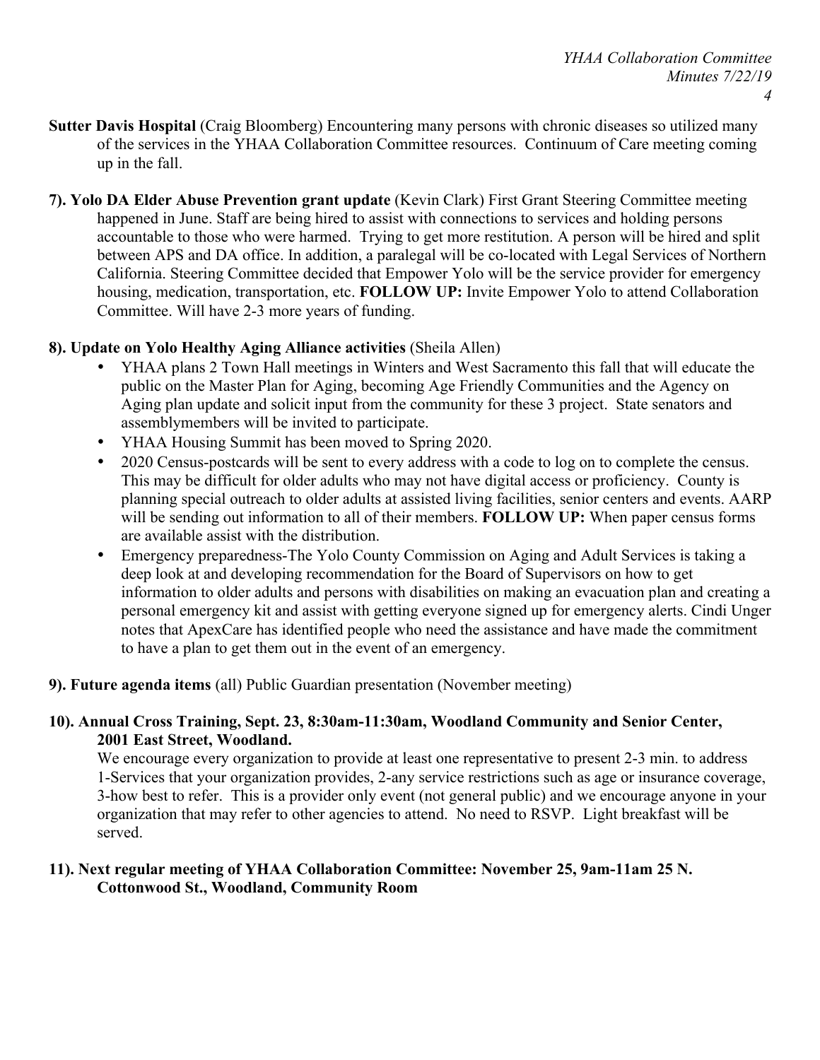**Sutter Davis Hospital** (Craig Bloomberg) Encountering many persons with chronic diseases so utilized many of the services in the YHAA Collaboration Committee resources. Continuum of Care meeting coming up in the fall.

**7). Yolo DA Elder Abuse Prevention grant update** (Kevin Clark) First Grant Steering Committee meeting happened in June. Staff are being hired to assist with connections to services and holding persons accountable to those who were harmed. Trying to get more restitution. A person will be hired and split between APS and DA office. In addition, a paralegal will be co-located with Legal Services of Northern California. Steering Committee decided that Empower Yolo will be the service provider for emergency housing, medication, transportation, etc. **FOLLOW UP:** Invite Empower Yolo to attend Collaboration Committee. Will have 2-3 more years of funding.

**8). Update on Yolo Healthy Aging Alliance activities** (Sheila Allen)

- YHAA plans 2 Town Hall meetings in Winters and West Sacramento this fall that will educate the public on the Master Plan for Aging, becoming Age Friendly Communities and the Agency on Aging plan update and solicit input from the community for these 3 project. State senators and assemblymembers will be invited to participate.
- YHAA Housing Summit has been moved to Spring 2020.
- 2020 Census-postcards will be sent to every address with a code to log on to complete the census. This may be difficult for older adults who may not have digital access or proficiency. County is planning special outreach to older adults at assisted living facilities, senior centers and events. AARP will be sending out information to all of their members. **FOLLOW UP:** When paper census forms are available assist with the distribution.
- Emergency preparedness-The Yolo County Commission on Aging and Adult Services is taking a deep look at and developing recommendation for the Board of Supervisors on how to get information to older adults and persons with disabilities on making an evacuation plan and creating a personal emergency kit and assist with getting everyone signed up for emergency alerts. Cindi Unger notes that ApexCare has identified people who need the assistance and have made the commitment to have a plan to get them out in the event of an emergency.

**9). Future agenda items** (all) Public Guardian presentation (November meeting)

**10). Annual Cross Training, Sept. 23, 8:30am-11:30am, Woodland Community and Senior Center, 2001 East Street, Woodland.**

We encourage every organization to provide at least one representative to present 2-3 min. to address 1-Services that your organization provides, 2-any service restrictions such as age or insurance coverage, 3-how best to refer. This is a provider only event (not general public) and we encourage anyone in your organization that may refer to other agencies to attend. No need to RSVP. Light breakfast will be served.

**11). Next regular meeting of YHAA Collaboration Committee: November 25, 9am-11am 25 N. Cottonwood St., Woodland, Community Room**